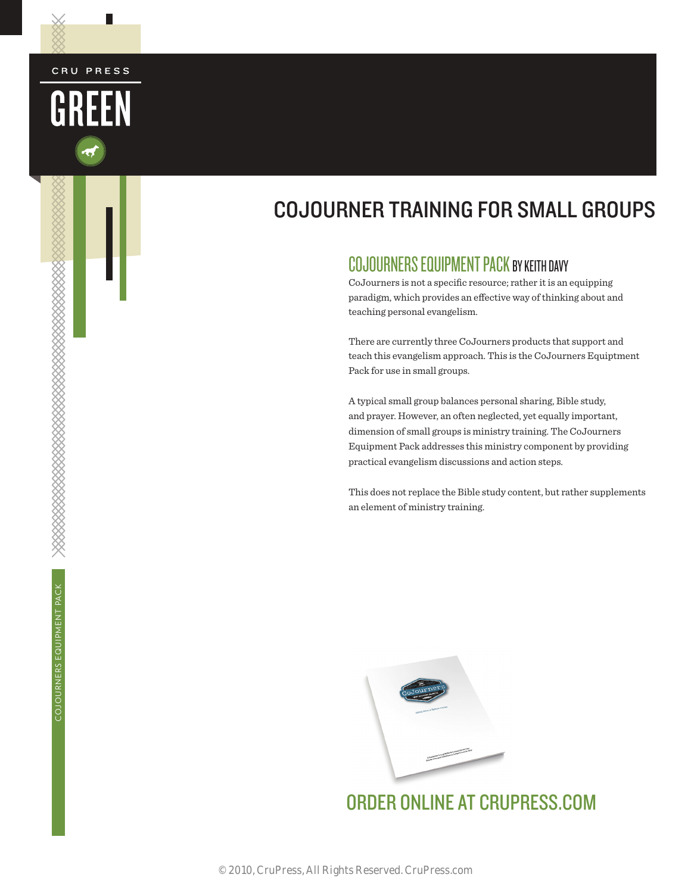CRU PRESS

GREEN

# COJOURNER TRAINING FOR SMALL GROUPS

## COJOURNERS EQUIPMENT PACK BY KEITH DAVY

CoJourners is not a specific resource; rather it is an equipping paradigm, which provides an effective way of thinking about and teaching personal evangelism.

There are currently three CoJourners products that support and teach this evangelism approach. This is the CoJourners Equiptment Pack for use in small groups.

A typical small group balances personal sharing, Bible study, and prayer. However, an often neglected, yet equally important, dimension of small groups is ministry training. The CoJourners Equipment Pack addresses this ministry component by providing practical evangelism discussions and action steps.

This does not replace the Bible study content, but rather supplements an element of ministry training.

ORDER ONLINE AT CRUPRESS.COM

COJOURNERS EQUIPMENT PACK

© 2010, CruPress, All Rights Reserved. CruPress.com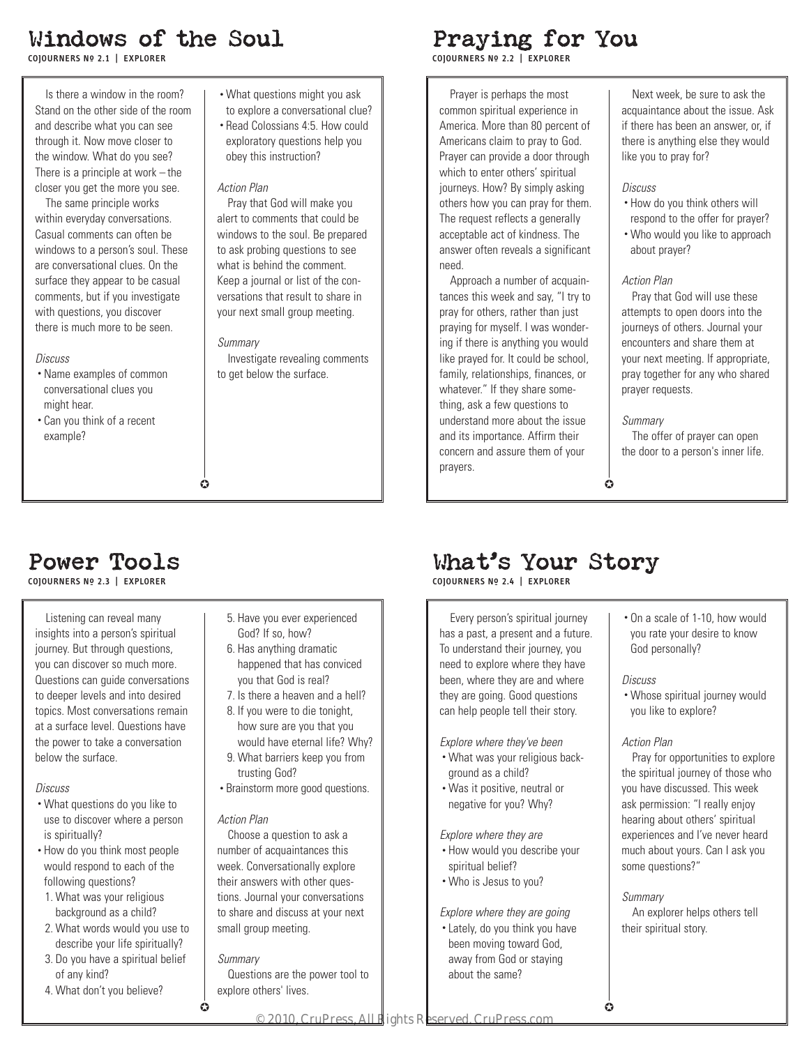# Windows of the Soul

COJOURNERS № 2.1 | EXPLORER

Is there a window in the room? Stand on the other side of the room and describe what you can see through it. Now move closer to the window. What do you see? There is a principle at work – the closer you get the more you see.

The same principle works within everyday conversations. Casual comments can often be windows to a person's soul. These are conversational clues. On the surface they appear to be casual comments, but if you investigate with questions, you discover there is much more to be seen.

*Discuss*

- Name examples of common conversational clues you might hear.
- Can you think of a recent example?
- What questions might you ask to explore a conversational clue?
- Read Colossians 4:5. How could exploratory questions help you obey this instruction?

*Action Plan*

Pray that God will make you alert to comments that could be windows to the soul. Be prepared to ask probing questions to see what is behind the comment. Keep a journal or list of the conversations that result to share in your next small group meeting.

*Summary*

Investigate revealing comments to get below the surface.

# Praying for You

COJOURNERS № 2.2 | EXPLORER

Prayer is perhaps the most common spiritual experience in America. More than 80 percent of Americans claim to pray to God. Prayer can provide a door through which to enter others' spiritual journeys. How? By simply asking others how you can pray for them. The request reflects a generally acceptable act of kindness. The answer often reveals a significant need.

Approach a number of acquaintances this week and say, "I try to pray for others, rather than just praying for myself. I was wondering if there is anything you would like prayed for. It could be school, family, relationships, finances, or whatever." If they share something, ask a few questions to understand more about the issue and its importance. Affirm their concern and assure them of your prayers.

Next week, be sure to ask the acquaintance about the issue. Ask if there has been an answer, or, if there is anything else they would like you to pray for?

*Discuss*

- How do you think others will respond to the offer for prayer?
- Who would you like to approach about prayer?

*Action Plan*

Pray that God will use these attempts to open doors into the journeys of others. Journal your encounters and share them at your next meeting. If appropriate, pray together for any who shared prayer requests.

*Summary*

The offer of prayer can open the door to a person's inner life.

# Power Tools

COJOURNERS № 2.3 | EXPLORER

Listening can reveal many insights into a person's spiritual journey. But through questions, you can discover so much more. Questions can guide conversations to deeper levels and into desired topics. Most conversations remain at a surface level. Questions have the power to take a conversation below the surface.

*Discuss*

- What questions do you like to use to discover where a person is spiritually?
- How do you think most people would respond to each of the following questions?
  1. What was your religious background as a child?
  2. What words would you use to describe your life spiritually?
  3. Do you have a spiritual belief of any kind?
  4. What don't you believe?
  5. Have you ever experienced God? If so, how?
  6. Has anything dramatic happened that has conviced you that God is real?
  7. Is there a heaven and a hell?
  8. If you were to die tonight, how sure are you that you would have eternal life? Why?
  9. What barriers keep you from trusting God?
- Brainstorm more good questions.

*Action Plan*

Choose a question to ask a number of acquaintances this week. Conversationally explore their answers with other questions. Journal your conversations to share and discuss at your next small group meeting.

*Summary*

Questions are the power tool to explore others' lives.

# What's Your Story

COJOURNERS № 2.4 | EXPLORER

Every person's spiritual journey has a past, a present and a future. To understand their journey, you need to explore where they have been, where they are and where they are going. Good questions can help people tell their story.

*Explore where they've been*

- What was your religious background as a child?
- Was it positive, neutral or negative for you? Why?

*Explore where they are*

- How would you describe your spiritual belief?
- Who is Jesus to you?

*Explore where they are going*

- Lately, do you think you have been moving toward God, away from God or staying about the same?
- On a scale of 1-10, how would you rate your desire to know God personally?

*Discuss*

- Whose spiritual journey would you like to explore?

*Action Plan*

Pray for opportunities to explore the spiritual journey of those who you have discussed. This week ask permission: "I really enjoy hearing about others' spiritual experiences and I've never heard much about yours. Can I ask you some questions?"

*Summary*

An explorer helps others tell their spiritual story.

© 2010, CruPress, All Rights Reserved. CruPress.com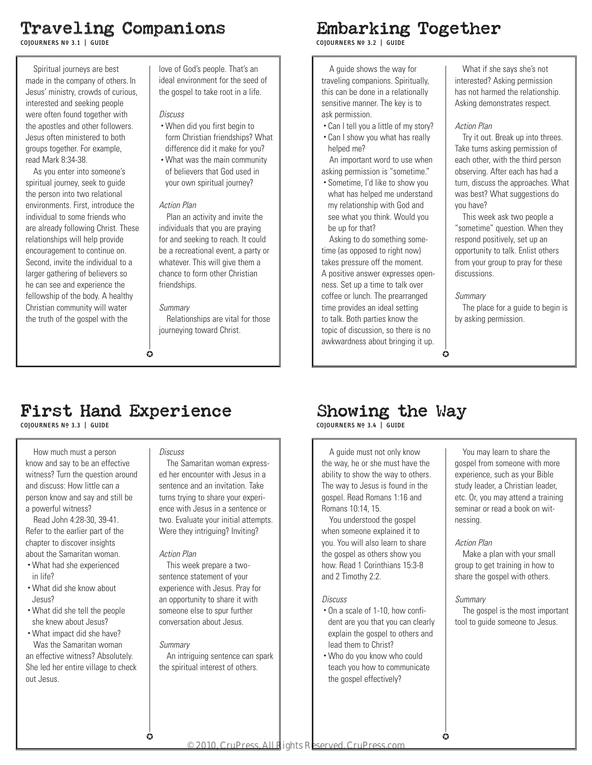# Traveling Companions

**COJOURNERS № 3.1 | GUIDE**

Spiritual journeys are best made in the company of others. In Jesus' ministry, crowds of curious, interested and seeking people were often found together with the apostles and other followers. Jesus often ministered to both groups together. For example, read Mark 8:34-38.

As you enter into someone's spiritual journey, seek to guide the person into two relational environments. First, introduce the individual to some friends who are already following Christ. These relationships will help provide encouragement to continue on. Second, invite the individual to a larger gathering of believers so he can see and experience the fellowship of the body. A healthy Christian community will water the truth of the gospel with the love of God's people. That's an ideal environment for the seed of the gospel to take root in a life.

*Discuss*

- When did you first begin to form Christian friendships? What difference did it make for you?
- What was the main community of believers that God used in your own spiritual journey?

*Action Plan*

Plan an activity and invite the individuals that you are praying for and seeking to reach. It could be a recreational event, a party or whatever. This will give them a chance to form other Christian friendships.

*Summary*

Relationships are vital for those journeying toward Christ.

# Embarking Together

**COJOURNERS № 3.2 | GUIDE**

A guide shows the way for traveling companions. Spiritually, this can be done in a relationally sensitive manner. The key is to ask permission.

- Can I tell you a little of my story?
- Can I show you what has really helped me?

An important word to use when asking permission is "sometime."

- Sometime, I'd like to show you what has helped me understand my relationship with God and see what you think. Would you be up for that?

Asking to do something sometime (as opposed to right now) takes pressure off the moment. A positive answer expresses openness. Set up a time to talk over coffee or lunch. The prearranged time provides an ideal setting to talk. Both parties know the topic of discussion, so there is no awkwardness about bringing it up.

What if she says she's not interested? Asking permission has not harmed the relationship. Asking demonstrates respect.

*Action Plan*

Try it out. Break up into threes. Take turns asking permission of each other, with the third person observing. After each has had a turn, discuss the approaches. What was best? What suggestions do you have?

This week ask two people a "sometime" question. When they respond positively, set up an opportunity to talk. Enlist others from your group to pray for these discussions.

*Summary*

The place for a guide to begin is by asking permission.

# First Hand Experience

**COJOURNERS № 3.3 | GUIDE**

How much must a person know and say to be an effective witness? Turn the question around and discuss: How little can a person know and say and still be a powerful witness?

Read John 4:28-30, 39-41. Refer to the earlier part of the chapter to discover insights about the Samaritan woman.

- What had she experienced in life?
- What did she know about Jesus?
- What did she tell the people she knew about Jesus?
- What impact did she have?

Was the Samaritan woman an effective witness? Absolutely. She led her entire village to check out Jesus.

*Discuss*

The Samaritan woman expressed her encounter with Jesus in a sentence and an invitation. Take turns trying to share your experience with Jesus in a sentence or two. Evaluate your initial attempts. Were they intriguing? Inviting?

*Action Plan*

This week prepare a two-sentence statement of your experience with Jesus. Pray for an opportunity to share it with someone else to spur further conversation about Jesus.

*Summary*

An intriguing sentence can spark the spiritual interest of others.

# Showing the Way

**COJOURNERS № 3.4 | GUIDE**

A guide must not only know the way, he or she must have the ability to show the way to others. The way to Jesus is found in the gospel. Read Romans 1:16 and Romans 10:14, 15.

You understood the gospel when someone explained it to you. You will also learn to share the gospel as others show you how. Read 1 Corinthians 15:3-8 and 2 Timothy 2:2.

*Discuss*

- On a scale of 1-10, how confident are you that you can clearly explain the gospel to others and lead them to Christ?
- Who do you know who could teach you how to communicate the gospel effectively?

You may learn to share the gospel from someone with more experience, such as your Bible study leader, a Christian leader, etc. Or, you may attend a training seminar or read a book on witnessing.

*Action Plan*

Make a plan with your small group to get training in how to share the gospel with others.

*Summary*

The gospel is the most important tool to guide someone to Jesus.

© 2010, CruPress, All Rights Reserved. CruPress.com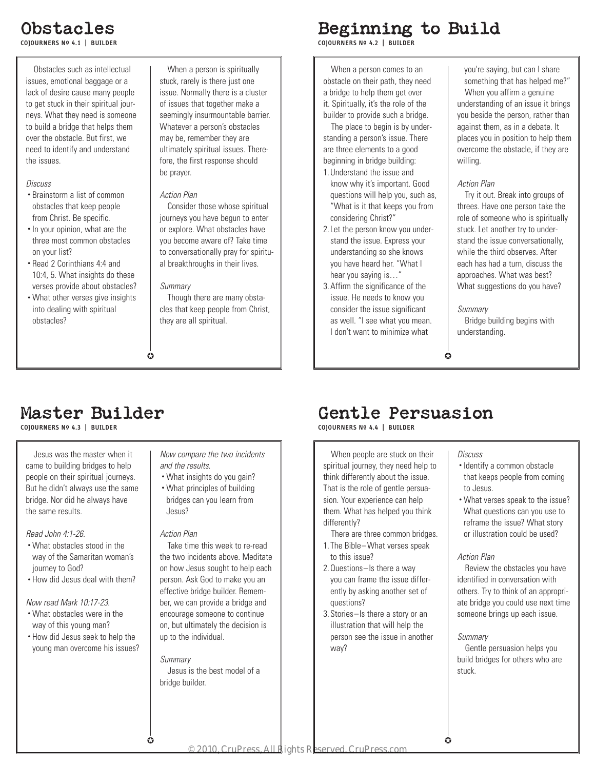# Obstacles

**COJOURNERS Nº 4.1 | BUILDER**

Obstacles such as intellectual issues, emotional baggage or a lack of desire cause many people to get stuck in their spiritual journeys. What they need is someone to build a bridge that helps them over the obstacle. But first, we need to identify and understand the issues.

*Discuss*

- Brainstorm a list of common obstacles that keep people from Christ. Be specific.
- In your opinion, what are the three most common obstacles on your list?
- Read 2 Corinthians 4:4 and 10:4, 5. What insights do these verses provide about obstacles?
- What other verses give insights into dealing with spiritual obstacles?

When a person is spiritually stuck, rarely is there just one issue. Normally there is a cluster of issues that together make a seemingly insurmountable barrier. Whatever a person's obstacles may be, remember they are ultimately spiritual issues. Therefore, the first response should be prayer.

*Action Plan*

Consider those whose spiritual journeys you have begun to enter or explore. What obstacles have you become aware of? Take time to conversationally pray for spiritual breakthroughs in their lives.

*Summary*

Though there are many obstacles that keep people from Christ, they are all spiritual.

# Beginning to Build

**COJOURNERS Nº 4.2 | BUILDER**

When a person comes to an obstacle on their path, they need a bridge to help them get over it. Spiritually, it's the role of the builder to provide such a bridge.

The place to begin is by understanding a person's issue. There are three elements to a good beginning in bridge building:

1. Understand the issue and know why it's important. Good questions will help you, such as, "What is it that keeps you from considering Christ?"
2. Let the person know you understand the issue. Express your understanding so she knows you have heard her. "What I hear you saying is…"
3. Affirm the significance of the issue. He needs to know you consider the issue significant as well. "I see what you mean. I don't want to minimize what you're saying, but can I share something that has helped me?"

When you affirm a genuine understanding of an issue it brings you beside the person, rather than against them, as in a debate. It places you in position to help them overcome the obstacle, if they are willing.

*Action Plan*

Try it out. Break into groups of threes. Have one person take the role of someone who is spiritually stuck. Let another try to understand the issue conversationally, while the third observes. After each has had a turn, discuss the approaches. What was best? What suggestions do you have?

*Summary*

Bridge building begins with understanding.

# Master Builder

**COJOURNERS Nº 4.3 | BUILDER**

Jesus was the master when it came to building bridges to help people on their spiritual journeys. But he didn't always use the same bridge. Nor did he always have the same results.

*Read John 4:1-26.*

- What obstacles stood in the way of the Samaritan woman's journey to God?
- How did Jesus deal with them?

*Now read Mark 10:17-23.*

- What obstacles were in the way of this young man?
- How did Jesus seek to help the young man overcome his issues?

*Now compare the two incidents and the results.*

- What insights do you gain?
- What principles of building bridges can you learn from Jesus?

*Action Plan*

Take time this week to re-read the two incidents above. Meditate on how Jesus sought to help each person. Ask God to make you an effective bridge builder. Remember, we can provide a bridge and encourage someone to continue on, but ultimately the decision is up to the individual.

*Summary*

Jesus is the best model of a bridge builder.

# Gentle Persuasion

**COJOURNERS Nº 4.4 | BUILDER**

When people are stuck on their spiritual journey, they need help to think differently about the issue. That is the role of gentle persuasion. Your experience can help them. What has helped you think differently?

There are three common bridges.

1. The Bible—What verses speak to this issue?
2. Questions—Is there a way you can frame the issue differently by asking another set of questions?
3. Stories—Is there a story or an illustration that will help the person see the issue in another way?

*Discuss*

- Identify a common obstacle that keeps people from coming to Jesus.
- What verses speak to the issue? What questions can you use to reframe the issue? What story or illustration could be used?

*Action Plan*

Review the obstacles you have identified in conversation with others. Try to think of an appropriate bridge you could use next time someone brings up each issue.

*Summary*

Gentle persuasion helps you build bridges for others who are stuck.

© 2010, CruPress, All Rights Reserved. CruPress.com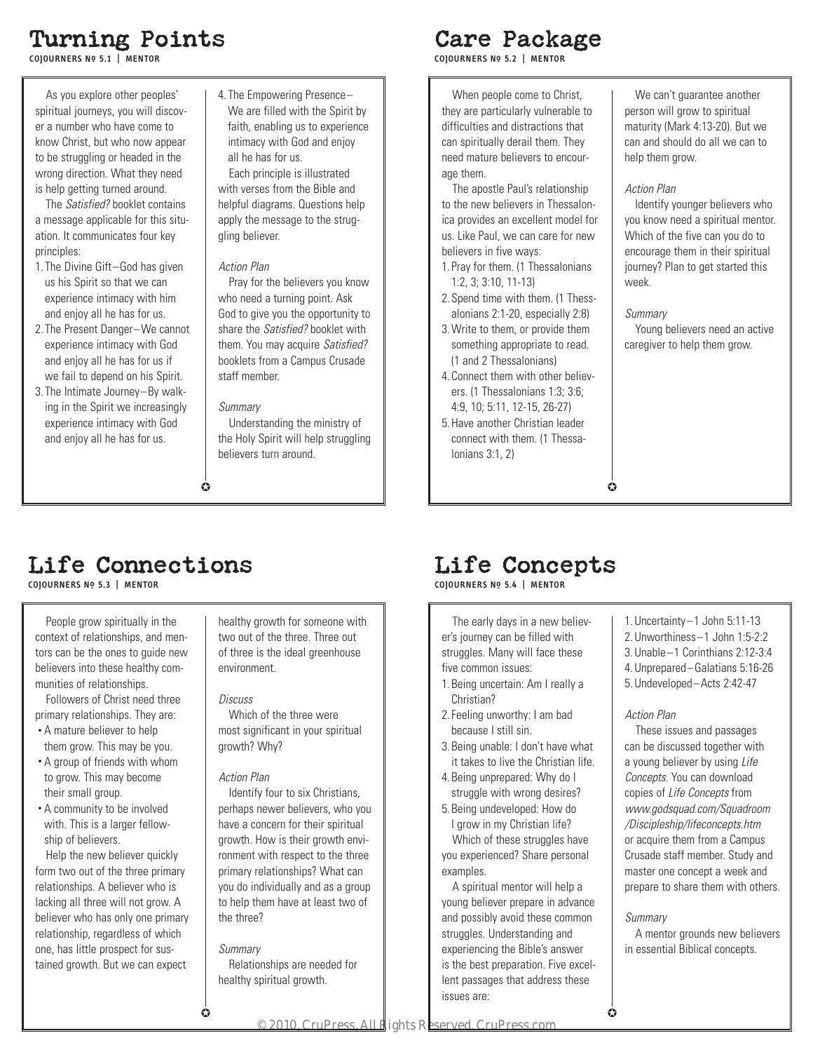# Turning Points

**COJOURNERS Nº 5.1 | MENTOR**

As you explore other peoples' spiritual journeys, you will discover a number who have come to know Christ, but who now appear to be struggling or headed in the wrong direction. What they need is help getting turned around.

The *Satisfied?* booklet contains a message applicable for this situation. It communicates four key principles:

1. The Divine Gift—God has given us his Spirit so that we can experience intimacy with him and enjoy all he has for us.
2. The Present Danger—We cannot experience intimacy with God and enjoy all he has for us if we fail to depend on his Spirit.
3. The Intimate Journey—By walking in the Spirit we increasingly experience intimacy with God and enjoy all he has for us.
4. The Empowering Presence—We are filled with the Spirit by faith, enabling us to experience intimacy with God and enjoy all he has for us.

Each principle is illustrated with verses from the Bible and helpful diagrams. Questions help apply the message to the struggling believer.

*Action Plan*

Pray for the believers you know who need a turning point. Ask God to give you the opportunity to share the *Satisfied?* booklet with them. You may acquire *Satisfied?* booklets from a Campus Crusade staff member.

*Summary*

Understanding the ministry of the Holy Spirit will help struggling believers turn around.

# Care Package

**COJOURNERS Nº 5.2 | MENTOR**

When people come to Christ, they are particularly vulnerable to difficulties and distractions that can spiritually derail them. They need mature believers to encourage them.

The apostle Paul's relationship to the new believers in Thessalonica provides an excellent model for us. Like Paul, we can care for new believers in five ways:

1. Pray for them. (1 Thessalonians 1:2, 3; 3:10, 11-13)
2. Spend time with them. (1 Thessalonians 2:1-20, especially 2:8)
3. Write to them, or provide them something appropriate to read. (1 and 2 Thessalonians)
4. Connect them with other believers. (1 Thessalonians 1:3; 3:6; 4:9, 10; 5:11, 12-15, 26-27)
5. Have another Christian leader connect with them. (1 Thessalonians 3:1, 2)

We can't guarantee another person will grow to spiritual maturity (Mark 4:13-20). But we can and should do all we can to help them grow.

*Action Plan*

Identify younger believers who you know need a spiritual mentor. Which of the five can you do to encourage them in their spiritual journey? Plan to get started this week.

*Summary*

Young believers need an active caregiver to help them grow.

# Life Connections

**COJOURNERS Nº 5.3 | MENTOR**

People grow spiritually in the context of relationships, and mentors can be the ones to guide new believers into these healthy communities of relationships.

Followers of Christ need three primary relationships. They are:

- A mature believer to help them grow. This may be you.
- A group of friends with whom to grow. This may become their small group.
- A community to be involved with. This is a larger fellowship of believers.

Help the new believer quickly form two out of the three primary relationships. A believer who is lacking all three will not grow. A believer who has only one primary relationship, regardless of which one, has little prospect for sustained growth. But we can expect healthy growth for someone with two out of the three. Three out of three is the ideal greenhouse environment.

*Discuss*

Which of the three were most significant in your spiritual growth? Why?

*Action Plan*

Identify four to six Christians, perhaps newer believers, who you have a concern for their spiritual growth. How is their growth environment with respect to the three primary relationships? What can you do individually and as a group to help them have at least two of the three?

*Summary*

Relationships are needed for healthy spiritual growth.

# Life Concepts

**COJOURNERS Nº 5.4 | MENTOR**

The early days in a new believer's journey can be filled with struggles. Many will face these five common issues:

1. Being uncertain: Am I really a Christian?
2. Feeling unworthy: I am bad because I still sin.
3. Being unable: I don't have what it takes to live the Christian life.
4. Being unprepared: Why do I struggle with wrong desires?
5. Being undeveloped: How do I grow in my Christian life?

Which of these struggles have you experienced? Share personal examples.

A spiritual mentor will help a young believer prepare in advance and possibly avoid these common struggles. Understanding and experiencing the Bible's answer is the best preparation. Five excellent passages that address these issues are:

1. Uncertainty—1 John 5:11-13
2. Unworthiness—1 John 1:5-2:2
3. Unable—1 Corinthians 2:12-3:4
4. Unprepared—Galatians 5:16-26
5. Undeveloped—Acts 2:42-47

*Action Plan*

These issues and passages can be discussed together with a young believer by using *Life Concepts*. You can download copies of *Life Concepts* from *www.godsquad.com/Squadroom/Discipleship/lifeconcepts.htm* or acquire them from a Campus Crusade staff member. Study and master one concept a week and prepare to share them with others.

*Summary*

A mentor grounds new believers in essential Biblical concepts.

© 2010, CruPress, All Rights Reserved. CruPress.com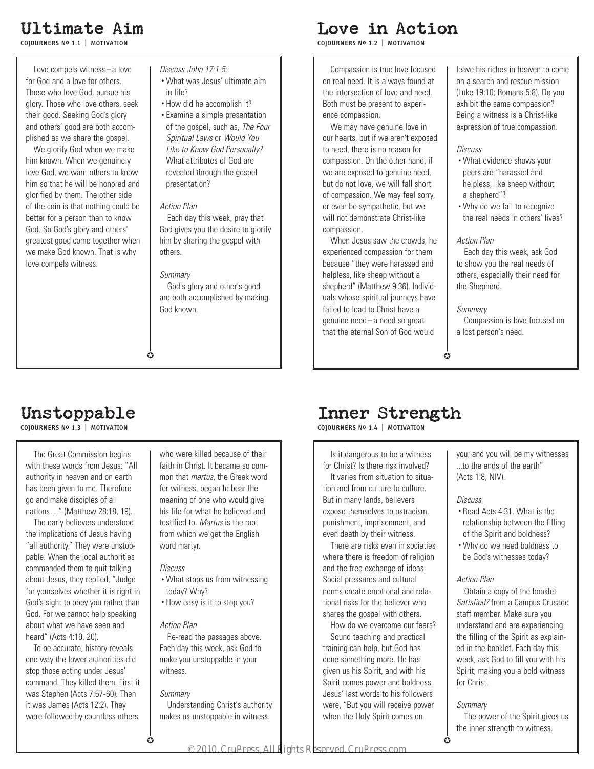# Ultimate Aim

**COJOURNERS № 1.1 | MOTIVATION**

Love compels witness—a love for God and a love for others. Those who love God, pursue his glory. Those who love others, seek their good. Seeking God's glory and others' good are both accomplished as we share the gospel.

We glorify God when we make him known. When we genuinely love God, we want others to know him so that he will be honored and glorified by them. The other side of the coin is that nothing could be better for a person than to know God. So God's glory and others' greatest good come together when we make God known. That is why love compels witness.

*Discuss John 17:1-5:*

- What was Jesus' ultimate aim in life?
- How did he accomplish it?
- Examine a simple presentation of the gospel, such as, *The Four Spiritual Laws* or *Would You Like to Know God Personally?* What attributes of God are revealed through the gospel presentation?

*Action Plan*

Each day this week, pray that God gives you the desire to glorify him by sharing the gospel with others.

*Summary*

God's glory and other's good are both accomplished by making God known.

# Love in Action

**COJOURNERS № 1.2 | MOTIVATION**

Compassion is true love focused on real need. It is always found at the intersection of love and need. Both must be present to experience compassion.

We may have genuine love in our hearts, but if we aren't exposed to need, there is no reason for compassion. On the other hand, if we are exposed to genuine need, but do not love, we will fall short of compassion. We may feel sorry, or even be sympathetic, but we will not demonstrate Christ-like compassion.

When Jesus saw the crowds, he experienced compassion for them because "they were harassed and helpless, like sheep without a shepherd" (Matthew 9:36). Individuals whose spiritual journeys have failed to lead to Christ have a genuine need—a need so great that the eternal Son of God would leave his riches in heaven to come on a search and rescue mission (Luke 19:10; Romans 5:8). Do you exhibit the same compassion? Being a witness is a Christ-like expression of true compassion.

*Discuss*

- What evidence shows your peers are "harassed and helpless, like sheep without a shepherd"?
- Why do we fail to recognize the real needs in others' lives?

*Action Plan*

Each day this week, ask God to show you the real needs of others, especially their need for the Shepherd.

*Summary*

Compassion is love focused on a lost person's need.

# Unstoppable

**COJOURNERS № 1.3 | MOTIVATION**

The Great Commission begins with these words from Jesus: "All authority in heaven and on earth has been given to me. Therefore go and make disciples of all nations…" (Matthew 28:18, 19).

The early believers understood the implications of Jesus having "all authority." They were unstoppable. When the local authorities commanded them to quit talking about Jesus, they replied, "Judge for yourselves whether it is right in God's sight to obey you rather than God. For we cannot help speaking about what we have seen and heard" (Acts 4:19, 20).

To be accurate, history reveals one way the lower authorities did stop those acting under Jesus' command. They killed them. First it was Stephen (Acts 7:57-60). Then it was James (Acts 12:2). They were followed by countless others who were killed because of their faith in Christ. It became so common that *martus,* the Greek word for witness, began to bear the meaning of one who would give his life for what he believed and testified to. *Martus* is the root from which we get the English word martyr.

*Discuss*

- What stops us from witnessing today? Why?
- How easy is it to stop you?

*Action Plan*

Re-read the passages above. Each day this week, ask God to make you unstoppable in your witness.

*Summary*

Understanding Christ's authority makes us unstoppable in witness.

# Inner Strength

**COJOURNERS № 1.4 | MOTIVATION**

Is it dangerous to be a witness for Christ? Is there risk involved?

It varies from situation to situation and from culture to culture. But in many lands, believers expose themselves to ostracism, punishment, imprisonment, and even death by their witness.

There are risks even in societies where there is freedom of religion and the free exchange of ideas. Social pressures and cultural norms create emotional and relational risks for the believer who shares the gospel with others.

How do we overcome our fears?

Sound teaching and practical training can help, but God has done something more. He has given us his Spirit, and with his Spirit comes power and boldness. Jesus' last words to his followers were, "But you will receive power when the Holy Spirit comes on you; and you will be my witnesses ...to the ends of the earth" (Acts 1:8, NIV).

*Discuss*

- Read Acts 4:31. What is the relationship between the filling of the Spirit and boldness?
- Why do we need boldness to be God's witnesses today?

*Action Plan*

Obtain a copy of the booklet *Satisfied?* from a Campus Crusade staff member. Make sure you understand and are experiencing the filling of the Spirit as explained in the booklet. Each day this week, ask God to fill you with his Spirit, making you a bold witness for Christ.

*Summary*

The power of the Spirit gives us the inner strength to witness.

© 2010, CruPress, All Rights Reserved. CruPress.com